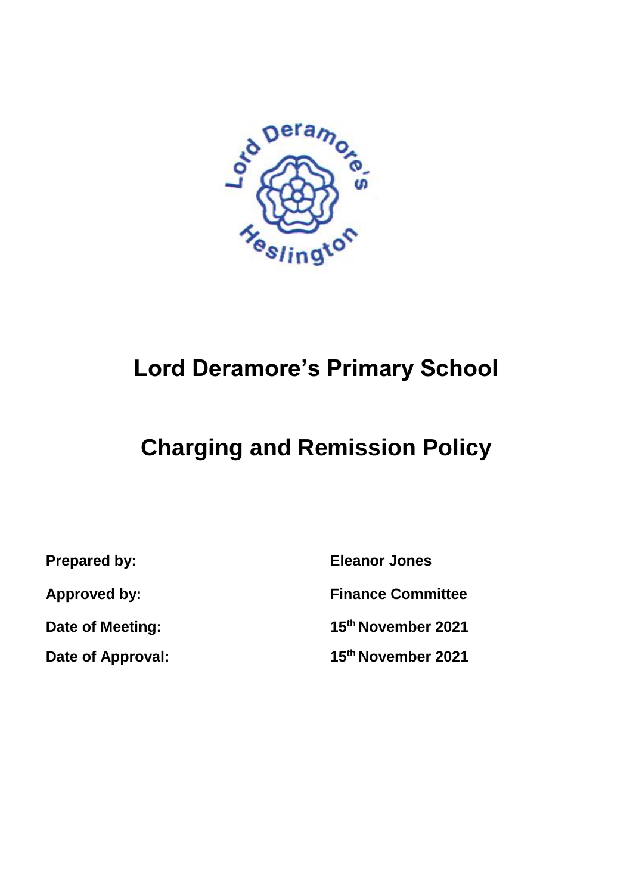# Lord Deramore's Primary School

# Charging and Remission Policy

| | |
|---|---|
| **Prepared by:** | **Eleanor Jones** |
| **Approved by:** | **Finance Committee** |
| **Date of Meeting:** | **15th November 2021** |
| **Date of Approval:** | **15th November 2021** |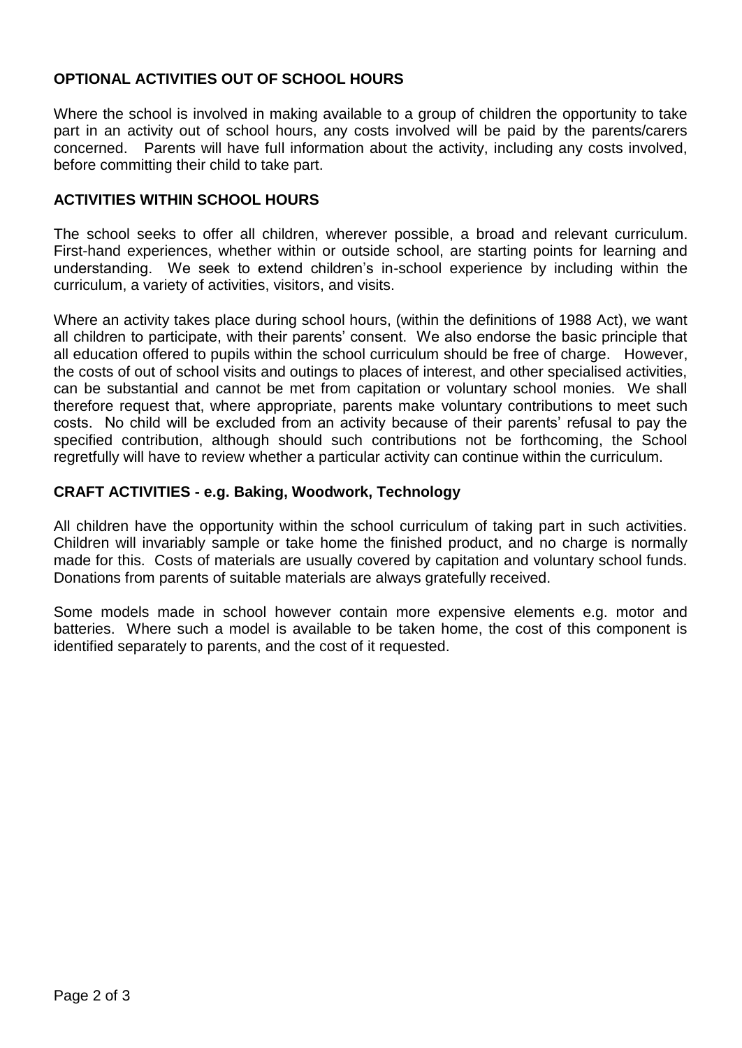## OPTIONAL ACTIVITIES OUT OF SCHOOL HOURS

Where the school is involved in making available to a group of children the opportunity to take part in an activity out of school hours, any costs involved will be paid by the parents/carers concerned. Parents will have full information about the activity, including any costs involved, before committing their child to take part.

## ACTIVITIES WITHIN SCHOOL HOURS

The school seeks to offer all children, wherever possible, a broad and relevant curriculum. First-hand experiences, whether within or outside school, are starting points for learning and understanding. We seek to extend children's in-school experience by including within the curriculum, a variety of activities, visitors, and visits.

Where an activity takes place during school hours, (within the definitions of 1988 Act), we want all children to participate, with their parents' consent. We also endorse the basic principle that all education offered to pupils within the school curriculum should be free of charge. However, the costs of out of school visits and outings to places of interest, and other specialised activities, can be substantial and cannot be met from capitation or voluntary school monies. We shall therefore request that, where appropriate, parents make voluntary contributions to meet such costs. No child will be excluded from an activity because of their parents' refusal to pay the specified contribution, although should such contributions not be forthcoming, the School regretfully will have to review whether a particular activity can continue within the curriculum.

## CRAFT ACTIVITIES - e.g. Baking, Woodwork, Technology

All children have the opportunity within the school curriculum of taking part in such activities. Children will invariably sample or take home the finished product, and no charge is normally made for this. Costs of materials are usually covered by capitation and voluntary school funds. Donations from parents of suitable materials are always gratefully received.

Some models made in school however contain more expensive elements e.g. motor and batteries. Where such a model is available to be taken home, the cost of this component is identified separately to parents, and the cost of it requested.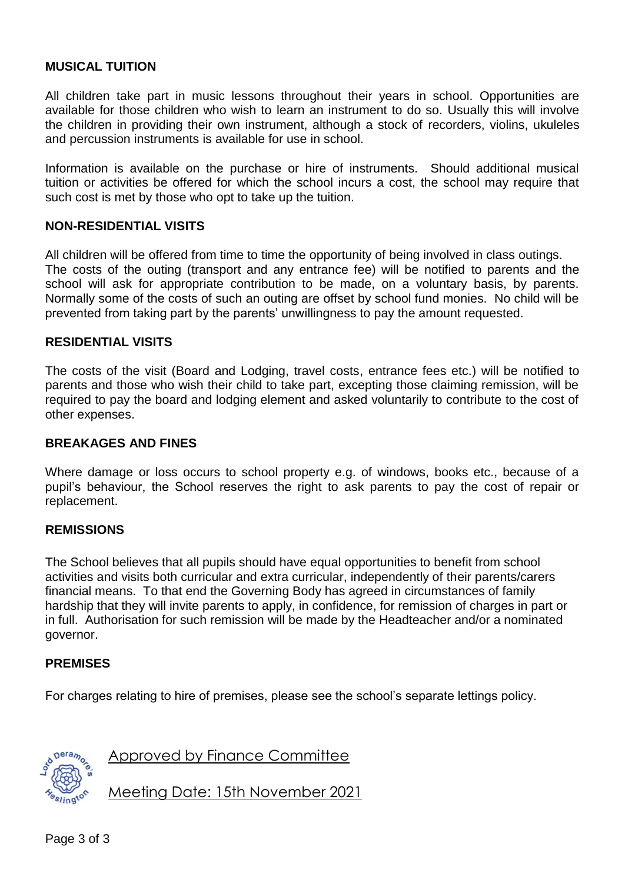## MUSICAL TUITION

All children take part in music lessons throughout their years in school. Opportunities are available for those children who wish to learn an instrument to do so. Usually this will involve the children in providing their own instrument, although a stock of recorders, violins, ukuleles and percussion instruments is available for use in school.

Information is available on the purchase or hire of instruments. Should additional musical tuition or activities be offered for which the school incurs a cost, the school may require that such cost is met by those who opt to take up the tuition.

## NON-RESIDENTIAL VISITS

All children will be offered from time to time the opportunity of being involved in class outings. The costs of the outing (transport and any entrance fee) will be notified to parents and the school will ask for appropriate contribution to be made, on a voluntary basis, by parents. Normally some of the costs of such an outing are offset by school fund monies. No child will be prevented from taking part by the parents' unwillingness to pay the amount requested.

## RESIDENTIAL VISITS

The costs of the visit (Board and Lodging, travel costs, entrance fees etc.) will be notified to parents and those who wish their child to take part, excepting those claiming remission, will be required to pay the board and lodging element and asked voluntarily to contribute to the cost of other expenses.

## BREAKAGES AND FINES

Where damage or loss occurs to school property e.g. of windows, books etc., because of a pupil's behaviour, the School reserves the right to ask parents to pay the cost of repair or replacement.

## REMISSIONS

The School believes that all pupils should have equal opportunities to benefit from school activities and visits both curricular and extra curricular, independently of their parents/carers financial means. To that end the Governing Body has agreed in circumstances of family hardship that they will invite parents to apply, in confidence, for remission of charges in part or in full. Authorisation for such remission will be made by the Headteacher and/or a nominated governor.

## PREMISES

For charges relating to hire of premises, please see the school's separate lettings policy.

Approved by Finance Committee

Meeting Date: 15th November 2021